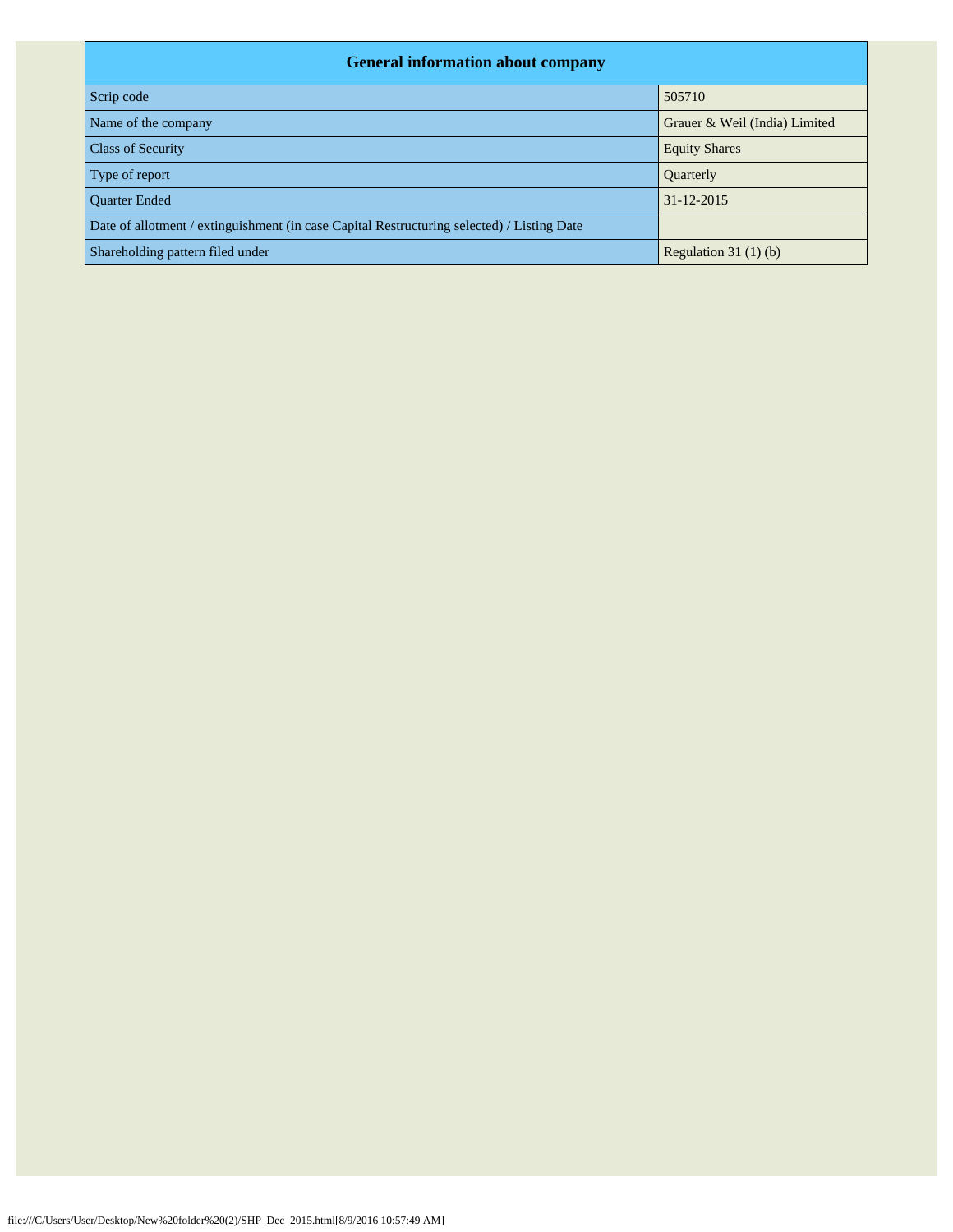| General information about company | |
|---|---|
| Scrip code | 505710 |
| Name of the company | Grauer & Weil (India) Limited |
| Class of Security | Equity Shares |
| Type of report | Quarterly |
| Quarter Ended | 31-12-2015 |
| Date of allotment / extinguishment (in case Capital Restructuring selected) / Listing Date | |
| Shareholding pattern filed under | Regulation 31 (1) (b) |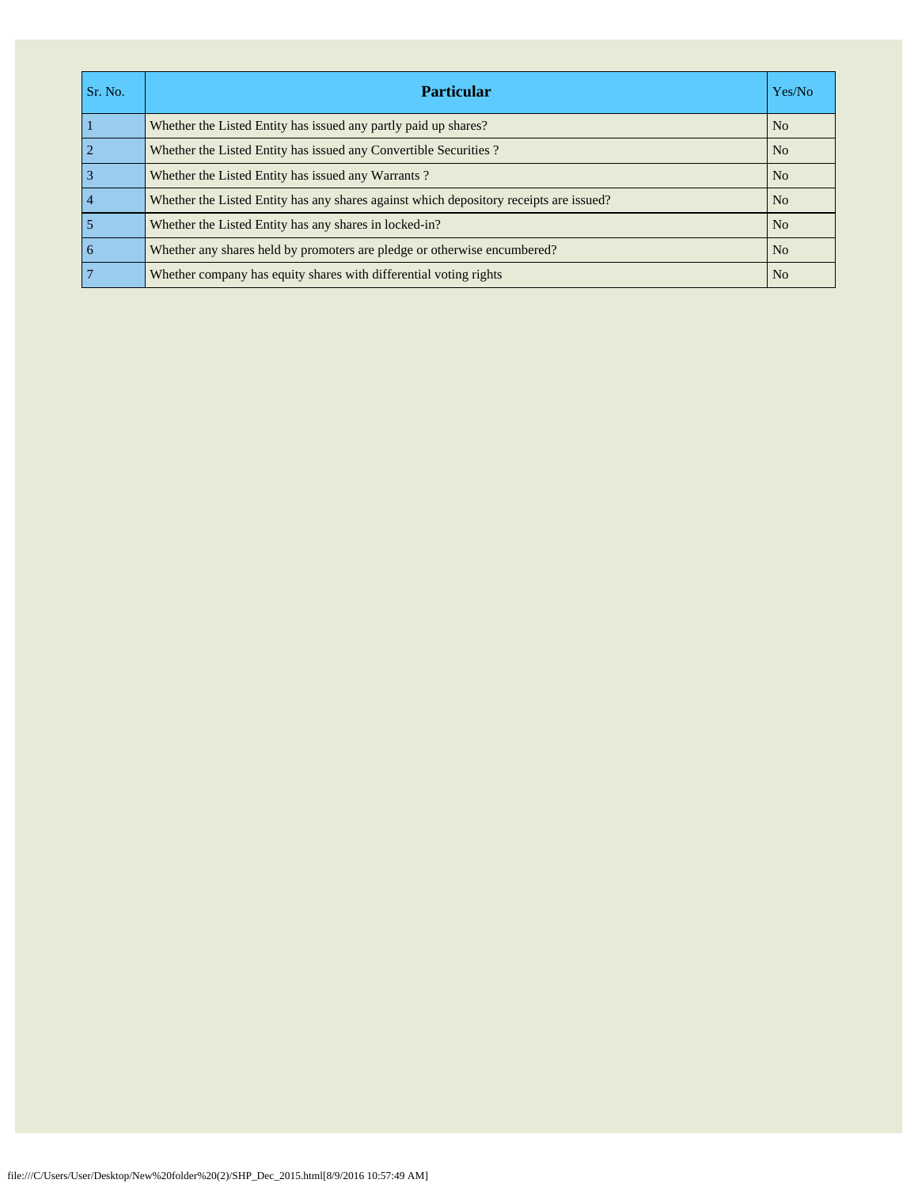| Sr. No. | Particular | Yes/No |
| --- | --- | --- |
| 1 | Whether the Listed Entity has issued any partly paid up shares? | No |
| 2 | Whether the Listed Entity has issued any Convertible Securities ? | No |
| 3 | Whether the Listed Entity has issued any Warrants ? | No |
| 4 | Whether the Listed Entity has any shares against which depository receipts are issued? | No |
| 5 | Whether the Listed Entity has any shares in locked-in? | No |
| 6 | Whether any shares held by promoters are pledge or otherwise encumbered? | No |
| 7 | Whether company has equity shares with differential voting rights | No |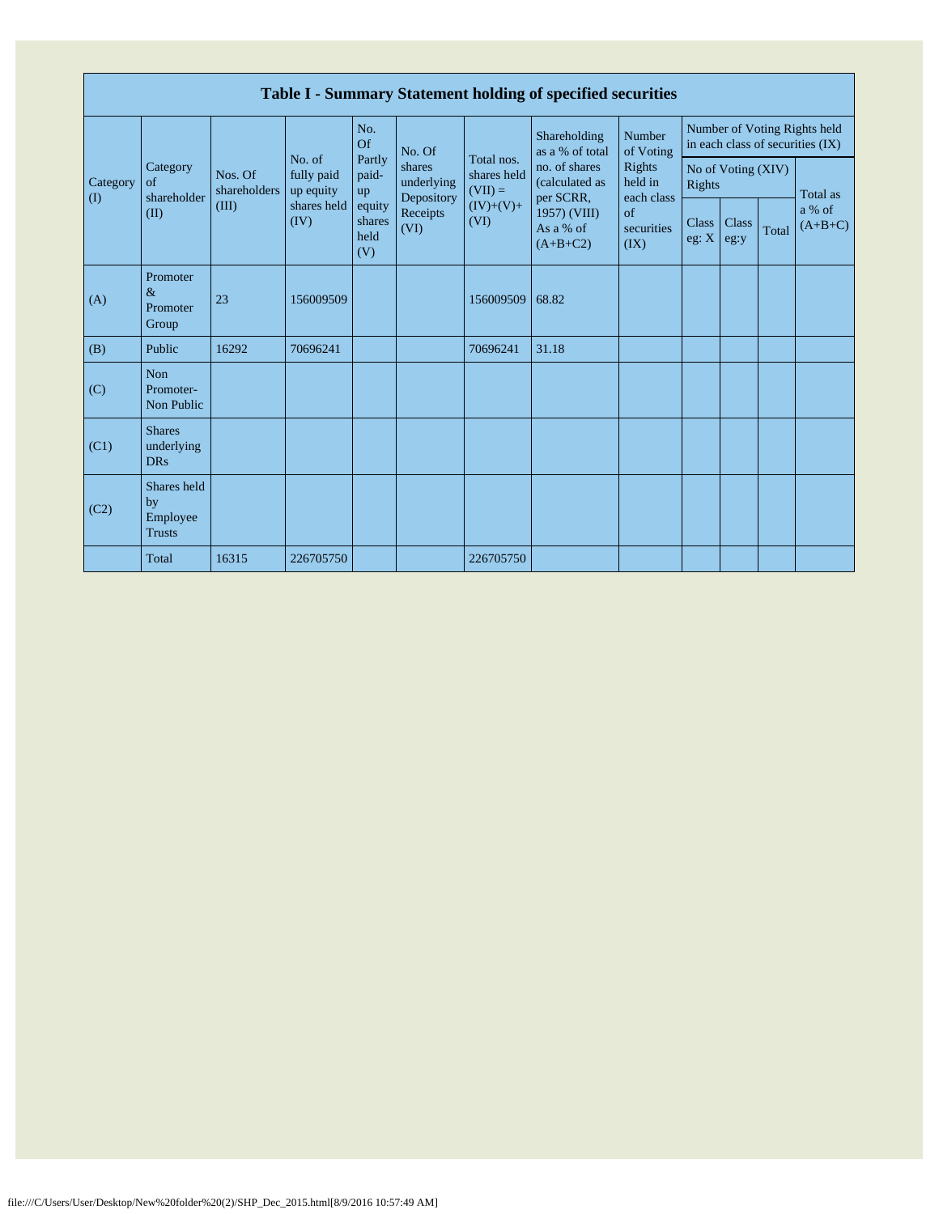# Table I - Summary Statement holding of specified securities

| Category (I) | Category of shareholder (II) | Nos. Of shareholders (III) | No. of fully paid up equity shares held (IV) | No. Of Partly paid-up equity shares held (V) | No. Of shares underlying Depository Receipts (VI) | Total nos. shares held (VII) = (IV)+(V)+ (VI) | Shareholding as a % of total no. of shares (calculated as per SCRR, 1957) (VIII) As a % of (A+B+C2) | Number of Voting Rights held in each class of securities (IX) | Number of Voting Rights held in each class of securities (IX) | | | |
|---|---|---|---|---|---|---|---|---|---|---|---|---|
| | | | | | | | | No of Voting (XIV) Rights | | | | Total as a % of (A+B+C) |
| | | | | | | | | Class eg: X | Class eg:y | Total | | |
| (A) | Promoter & Promoter Group | 23 | 156009509 | | | 156009509 | 68.82 | | | | | |
| (B) | Public | 16292 | 70696241 | | | 70696241 | 31.18 | | | | | |
| (C) | Non Promoter- Non Public | | | | | | | | | | | |
| (C1) | Shares underlying DRs | | | | | | | | | | | |
| (C2) | Shares held by Employee Trusts | | | | | | | | | | | |
| | Total | 16315 | 226705750 | | | 226705750 | | | | | | |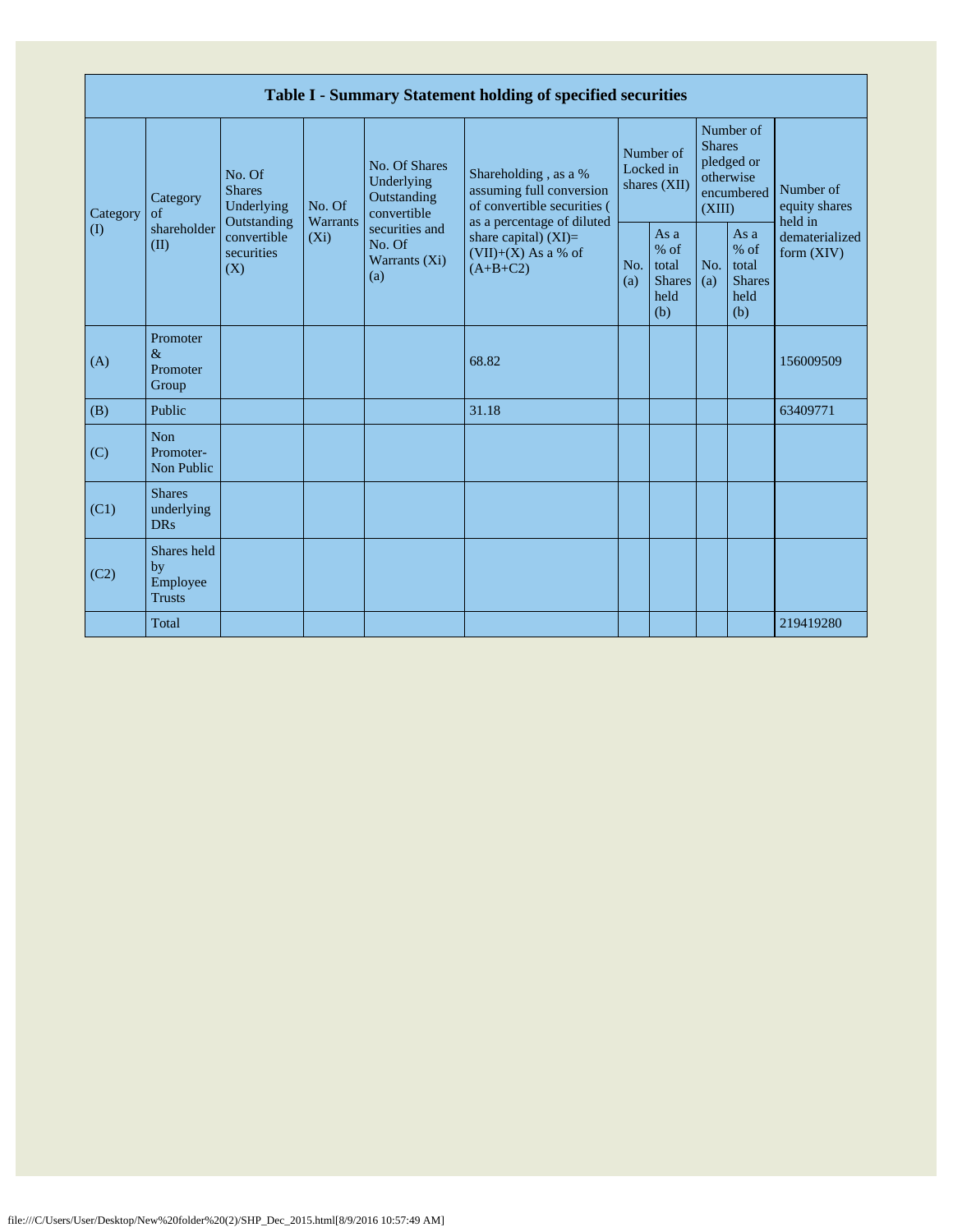## Table I - Summary Statement holding of specified securities

| Category (I) | Category of shareholder (II) | No. Of Shares Underlying Outstanding convertible securities (X) | No. Of Warrants (Xi) | No. Of Shares Underlying Outstanding convertible securities and No. Of Warrants (Xi) (a) | Shareholding , as a % assuming full conversion of convertible securities ( as a percentage of diluted share capital) (XI)= (VII)+(X) As a % of (A+B+C2) | Number of Locked in shares (XII) | | Number of Shares pledged or otherwise encumbered (XIII) | | Number of equity shares held in dematerialized form (XIV) |
|---|---|---|---|---|---|---|---|---|---|---|
| | | | | | | No. (a) | As a % of total Shares held (b) | No. (a) | As a % of total Shares held (b) | |
| (A) | Promoter & Promoter Group | | | | 68.82 | | | | | 156009509 |
| (B) | Public | | | | 31.18 | | | | | 63409771 |
| (C) | Non Promoter- Non Public | | | | | | | | | |
| (C1) | Shares underlying DRs | | | | | | | | | |
| (C2) | Shares held by Employee Trusts | | | | | | | | | |
| | Total | | | | | | | | | 219419280 |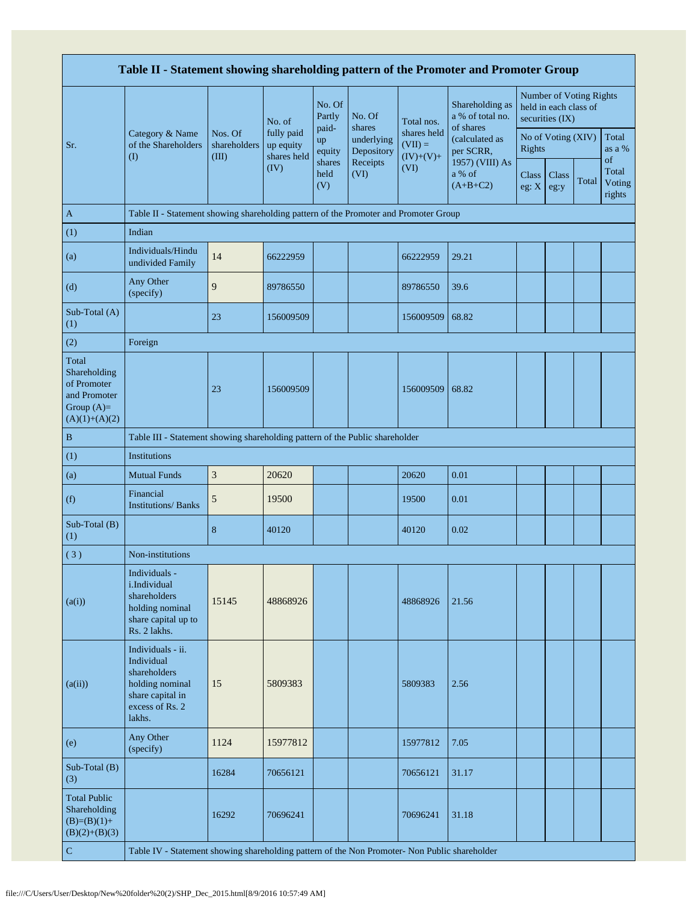| Table II - Statement showing shareholding pattern of the Promoter and Promoter Group | | | | | | | | | | | | |
|---|---|---|---|---|---|---|---|---|---|---|---|---|
| Sr. | Category & Name of the Shareholders (I) | Nos. Of shareholders (III) | No. of fully paid up equity shares held (IV) | No. Of Partly paid-up equity shares held (V) | No. Of shares underlying Depository Receipts (VI) | Total nos. shares held (VII) = (IV)+(V)+ (VI) | Shareholding as a % of total no. of shares (calculated as per SCRR, 1957) (VIII) As a % of (A+B+C2) | Number of Voting Rights held in each class of securities (IX) | | | |
| | | | | | | | | No of Voting (XIV) Rights | | | Total as a % of Total Voting rights |
| | | | | | | | | Class eg: X | Class eg:y | Total | |
| A | Table II - Statement showing shareholding pattern of the Promoter and Promoter Group | | | | | | | | | | |
| (1) | Indian | | | | | | | | | | |
| (a) | Individuals/Hindu undivided Family | 14 | 66222959 | | | 66222959 | 29.21 | | | | |
| (d) | Any Other (specify) | 9 | 89786550 | | | 89786550 | 39.6 | | | | |
| Sub-Total (A)(1) | | 23 | 156009509 | | | 156009509 | 68.82 | | | | |
| (2) | Foreign | | | | | | | | | | |
| Total Shareholding of Promoter and Promoter Group (A)=(A)(1)+(A)(2) | | 23 | 156009509 | | | 156009509 | 68.82 | | | | |
| B | Table III - Statement showing shareholding pattern of the Public shareholder | | | | | | | | | | |
| (1) | Institutions | | | | | | | | | | |
| (a) | Mutual Funds | 3 | 20620 | | | 20620 | 0.01 | | | | |
| (f) | Financial Institutions/ Banks | 5 | 19500 | | | 19500 | 0.01 | | | | |
| Sub-Total (B)(1) | | 8 | 40120 | | | 40120 | 0.02 | | | | |
| ( 3 ) | Non-institutions | | | | | | | | | | |
| (a(i)) | Individuals - i.Individual shareholders holding nominal share capital up to Rs. 2 lakhs. | 15145 | 48868926 | | | 48868926 | 21.56 | | | | |
| (a(ii)) | Individuals - ii. Individual shareholders holding nominal share capital in excess of Rs. 2 lakhs. | 15 | 5809383 | | | 5809383 | 2.56 | | | | |
| (e) | Any Other (specify) | 1124 | 15977812 | | | 15977812 | 7.05 | | | | |
| Sub-Total (B)(3) | | 16284 | 70656121 | | | 70656121 | 31.17 | | | | |
| Total Public Shareholding (B)=(B)(1)+(B)(2)+(B)(3) | | 16292 | 70696241 | | | 70696241 | 31.18 | | | | |
| C | Table IV - Statement showing shareholding pattern of the Non Promoter- Non Public shareholder | | | | | | | | | | |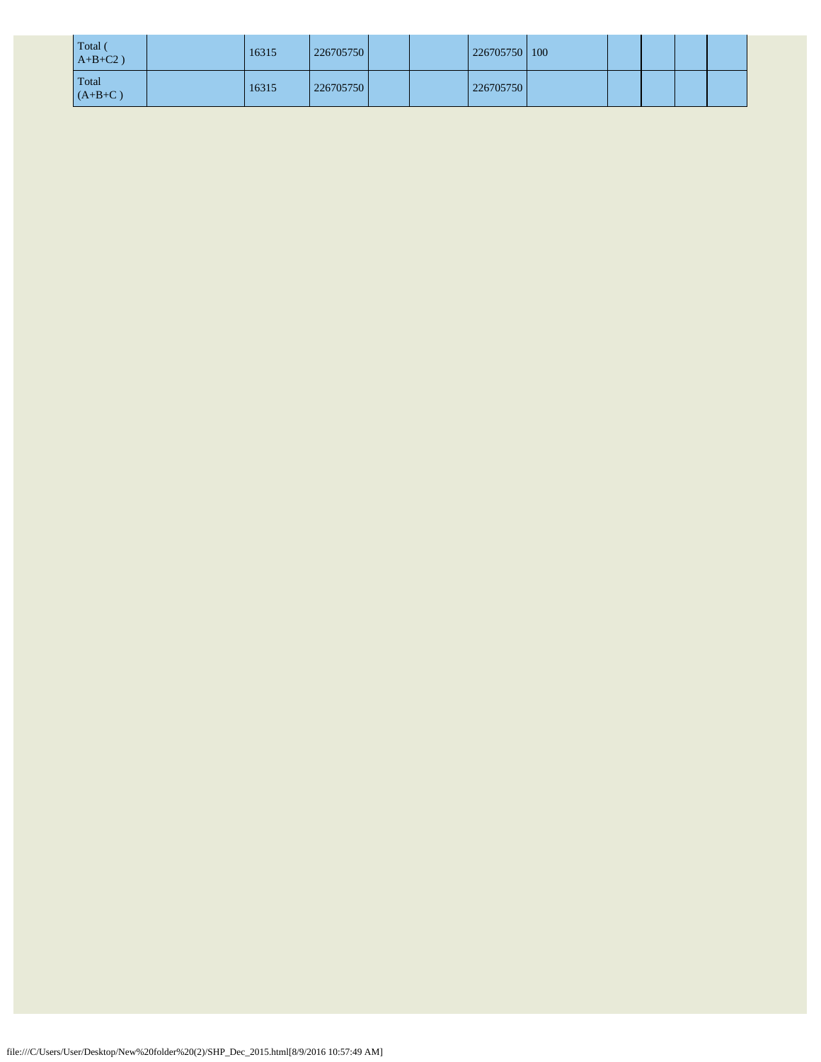| | | | | | | | | | | | |
|---|---|---|---|---|---|---|---|---|---|---|---|
| Total ( A+B+C2 ) | | 16315 | 226705750 | | | 226705750 | 100 | | | | |
| Total (A+B+C ) | | 16315 | 226705750 | | | 226705750 | | | | | |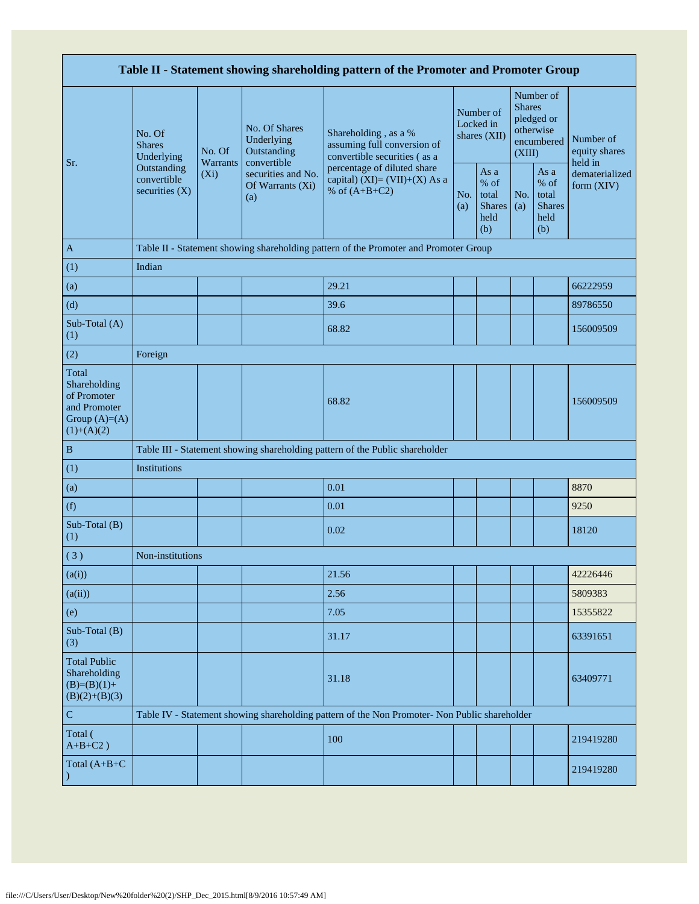| Table II - Statement showing shareholding pattern of the Promoter and Promoter Group | | | | | | | | | |
|---|---|---|---|---|---|---|---|---|---|
| Sr. | No. Of Shares Underlying Outstanding convertible securities (X) | No. Of Warrants (Xi) | No. Of Shares Underlying Outstanding convertible securities and No. Of Warrants (Xi) (a) | Shareholding , as a % assuming full conversion of convertible securities ( as a percentage of diluted share capital) (XI)= (VII)+(X) As a % of (A+B+C2) | Number of Locked in shares (XII) | | Number of Shares pledged or otherwise encumbered (XIII) | | Number of equity shares held in dematerialized form (XIV) |
| | | | | | No. (a) | As a % of total Shares held (b) | No. (a) | As a % of total Shares held (b) | |
| A | Table II - Statement showing shareholding pattern of the Promoter and Promoter Group | | | | | | | | |
| (1) | Indian | | | | | | | | |
| (a) | | | | 29.21 | | | | | 66222959 |
| (d) | | | | 39.6 | | | | | 89786550 |
| Sub-Total (A) (1) | | | | 68.82 | | | | | 156009509 |
| (2) | Foreign | | | | | | | | |
| Total Shareholding of Promoter and Promoter Group (A)=(A)(1)+(A)(2) | | | | 68.82 | | | | | 156009509 |
| B | Table III - Statement showing shareholding pattern of the Public shareholder | | | | | | | | |
| (1) | Institutions | | | | | | | | |
| (a) | | | | 0.01 | | | | | 8870 |
| (f) | | | | 0.01 | | | | | 9250 |
| Sub-Total (B) (1) | | | | 0.02 | | | | | 18120 |
| ( 3 ) | Non-institutions | | | | | | | | |
| (a(i)) | | | | 21.56 | | | | | 42226446 |
| (a(ii)) | | | | 2.56 | | | | | 5809383 |
| (e) | | | | 7.05 | | | | | 15355822 |
| Sub-Total (B) (3) | | | | 31.17 | | | | | 63391651 |
| Total Public Shareholding (B)=(B)(1)+(B)(2)+(B)(3) | | | | 31.18 | | | | | 63409771 |
| C | Table IV - Statement showing shareholding pattern of the Non Promoter- Non Public shareholder | | | | | | | | |
| Total ( A+B+C2 ) | | | | 100 | | | | | 219419280 |
| Total (A+B+C ) | | | | | | | | | 219419280 |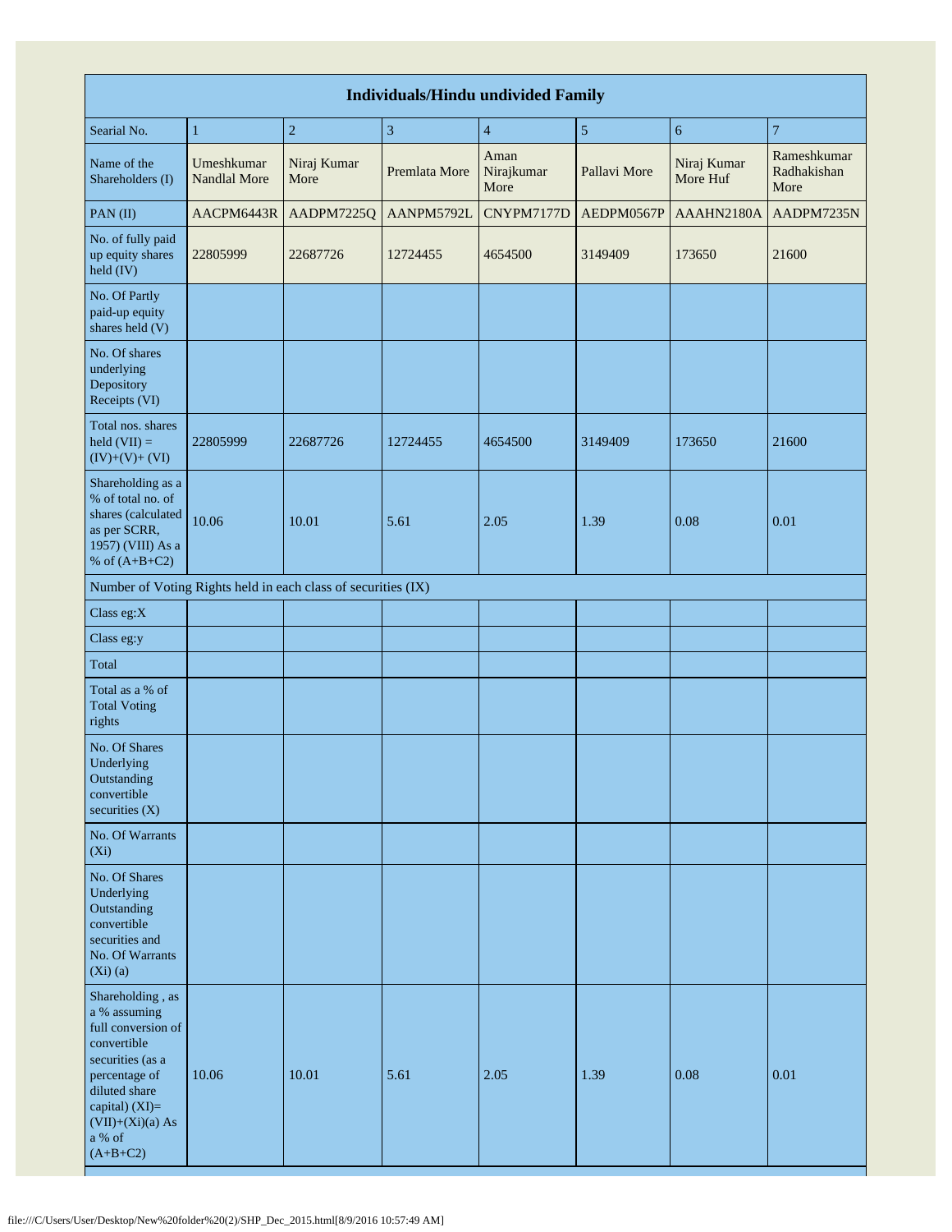| Individuals/Hindu undivided Family | | | | | | | |
|---|---|---|---|---|---|---|---|
| Searial No. | 1 | 2 | 3 | 4 | 5 | 6 | 7 |
| Name of the Shareholders (I) | Umeshkumar Nandlal More | Niraj Kumar More | Premlata More | Aman Nirajkumar More | Pallavi More | Niraj Kumar More Huf | Rameshkumar Radhakishan More |
| PAN (II) | AACPM6443R | AADPM7225Q | AANPM5792L | CNYPM7177D | AEDPM0567P | AAAHN2180A | AADPM7235N |
| No. of fully paid up equity shares held (IV) | 22805999 | 22687726 | 12724455 | 4654500 | 3149409 | 173650 | 21600 |
| No. Of Partly paid-up equity shares held (V) | | | | | | | |
| No. Of shares underlying Depository Receipts (VI) | | | | | | | |
| Total nos. shares held (VII) = (IV)+(V)+ (VI) | 22805999 | 22687726 | 12724455 | 4654500 | 3149409 | 173650 | 21600 |
| Shareholding as a % of total no. of shares (calculated as per SCRR, 1957) (VIII) As a % of (A+B+C2) | 10.06 | 10.01 | 5.61 | 2.05 | 1.39 | 0.08 | 0.01 |
| Number of Voting Rights held in each class of securities (IX) | | | | | | | |
| Class eg:X | | | | | | | |
| Class eg:y | | | | | | | |
| Total | | | | | | | |
| Total as a % of Total Voting rights | | | | | | | |
| No. Of Shares Underlying Outstanding convertible securities (X) | | | | | | | |
| No. Of Warrants (Xi) | | | | | | | |
| No. Of Shares Underlying Outstanding convertible securities and No. Of Warrants (Xi) (a) | | | | | | | |
| Shareholding , as a % assuming full conversion of convertible securities (as a percentage of diluted share capital) (XI)= (VII)+(Xi)(a) As a % of (A+B+C2) | 10.06 | 10.01 | 5.61 | 2.05 | 1.39 | 0.08 | 0.01 |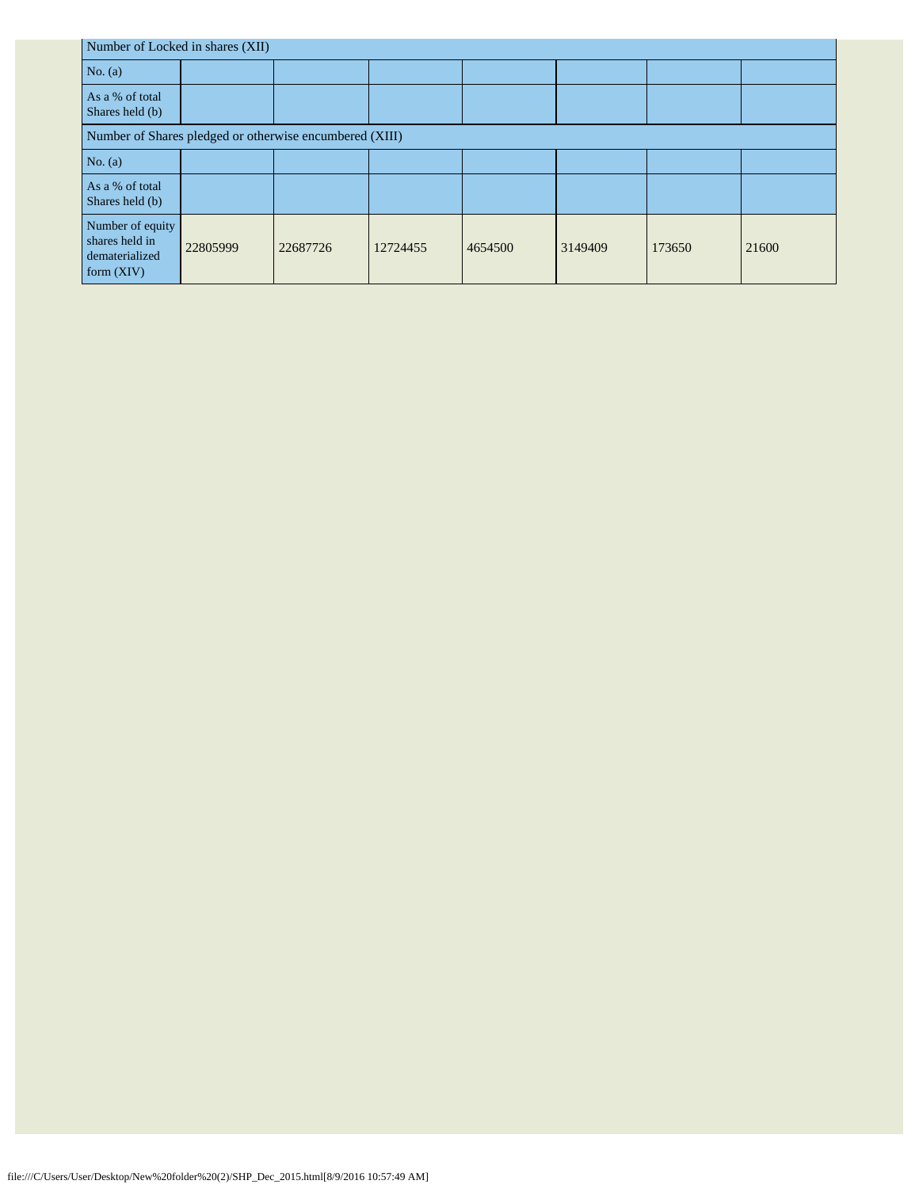| Number of Locked in shares (XII) | | | | | | | |
|---|---|---|---|---|---|---|---|
| No. (a) | | | | | | | |
| As a % of total Shares held (b) | | | | | | | |
| Number of Shares pledged or otherwise encumbered (XIII) | | | | | | | |
| No. (a) | | | | | | | |
| As a % of total Shares held (b) | | | | | | | |
| Number of equity shares held in dematerialized form (XIV) | 22805999 | 22687726 | 12724455 | 4654500 | 3149409 | 173650 | 21600 |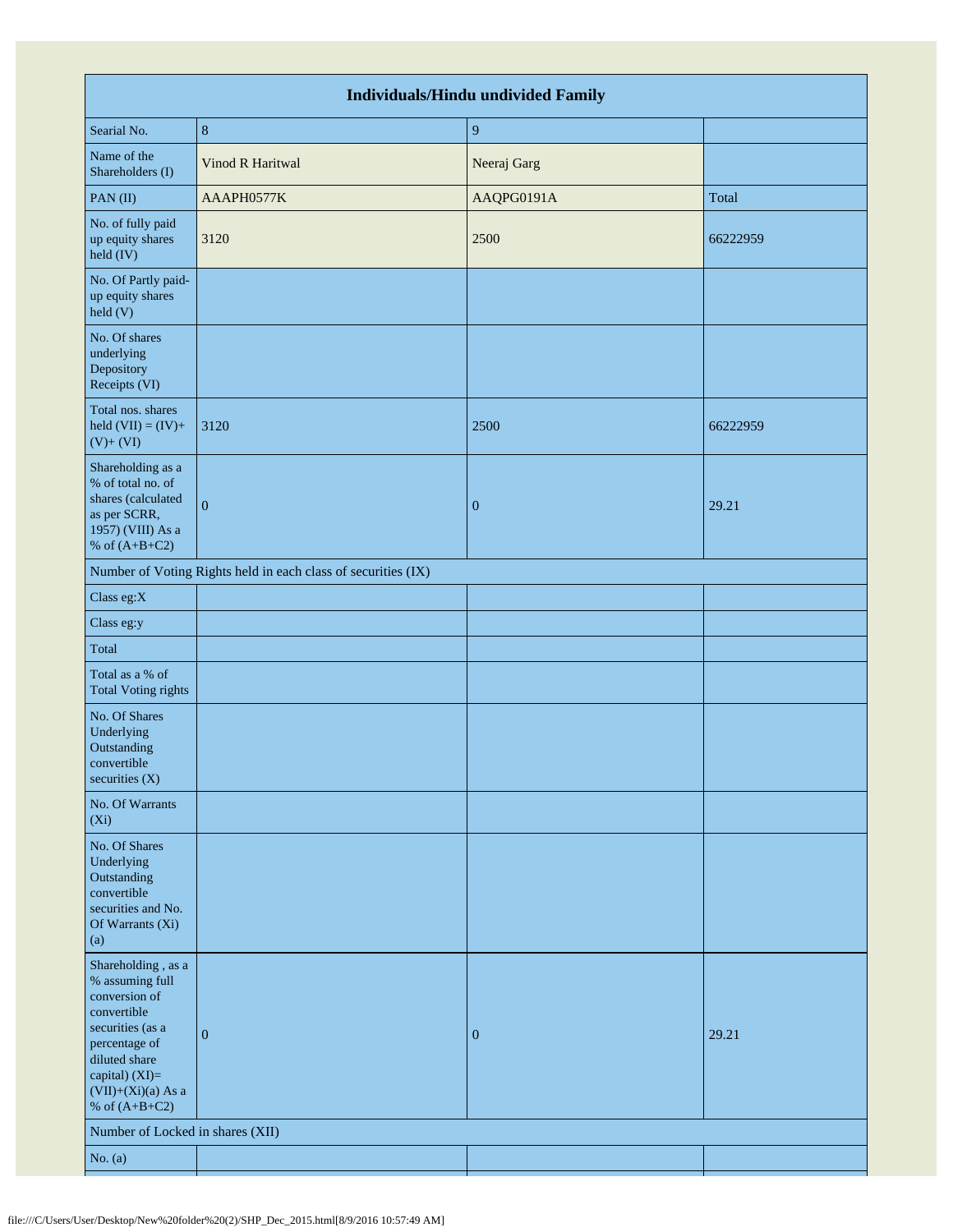| Individuals/Hindu undivided Family | | | |
|---|---|---|---|
| Searial No. | 8 | 9 | |
| Name of the Shareholders (I) | Vinod R Haritwal | Neeraj Garg | |
| PAN (II) | AAAPH0577K | AAQPG0191A | Total |
| No. of fully paid up equity shares held (IV) | 3120 | 2500 | 66222959 |
| No. Of Partly paid-up equity shares held (V) | | | |
| No. Of shares underlying Depository Receipts (VI) | | | |
| Total nos. shares held (VII) = (IV)+ (V)+ (VI) | 3120 | 2500 | 66222959 |
| Shareholding as a % of total no. of shares (calculated as per SCRR, 1957) (VIII) As a % of (A+B+C2) | 0 | 0 | 29.21 |
| Number of Voting Rights held in each class of securities (IX) | | | |
| Class eg:X | | | |
| Class eg:y | | | |
| Total | | | |
| Total as a % of Total Voting rights | | | |
| No. Of Shares Underlying Outstanding convertible securities (X) | | | |
| No. Of Warrants (Xi) | | | |
| No. Of Shares Underlying Outstanding convertible securities and No. Of Warrants (Xi) (a) | | | |
| Shareholding , as a % assuming full conversion of convertible securities (as a percentage of diluted share capital) (XI)= (VII)+(Xi)(a) As a % of (A+B+C2) | 0 | 0 | 29.21 |
| Number of Locked in shares (XII) | | | |
| No. (a) | | | |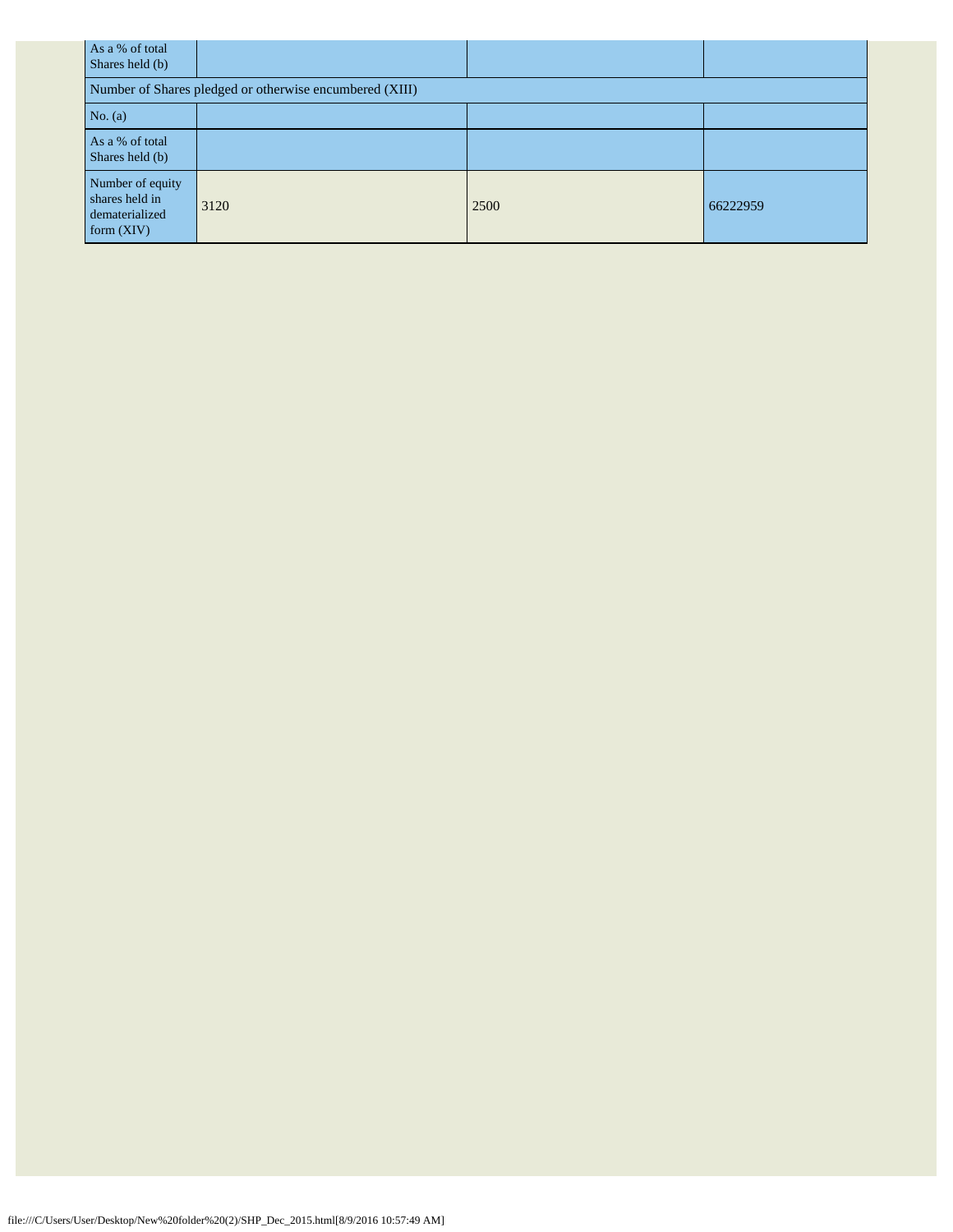| As a % of total Shares held (b) | | | |
| --- | --- | --- | --- |
| Number of Shares pledged or otherwise encumbered (XIII) | | | |
| No. (a) | | | |
| As a % of total Shares held (b) | | | |
| Number of equity shares held in dematerialized form (XIV) | 3120 | 2500 | 66222959 |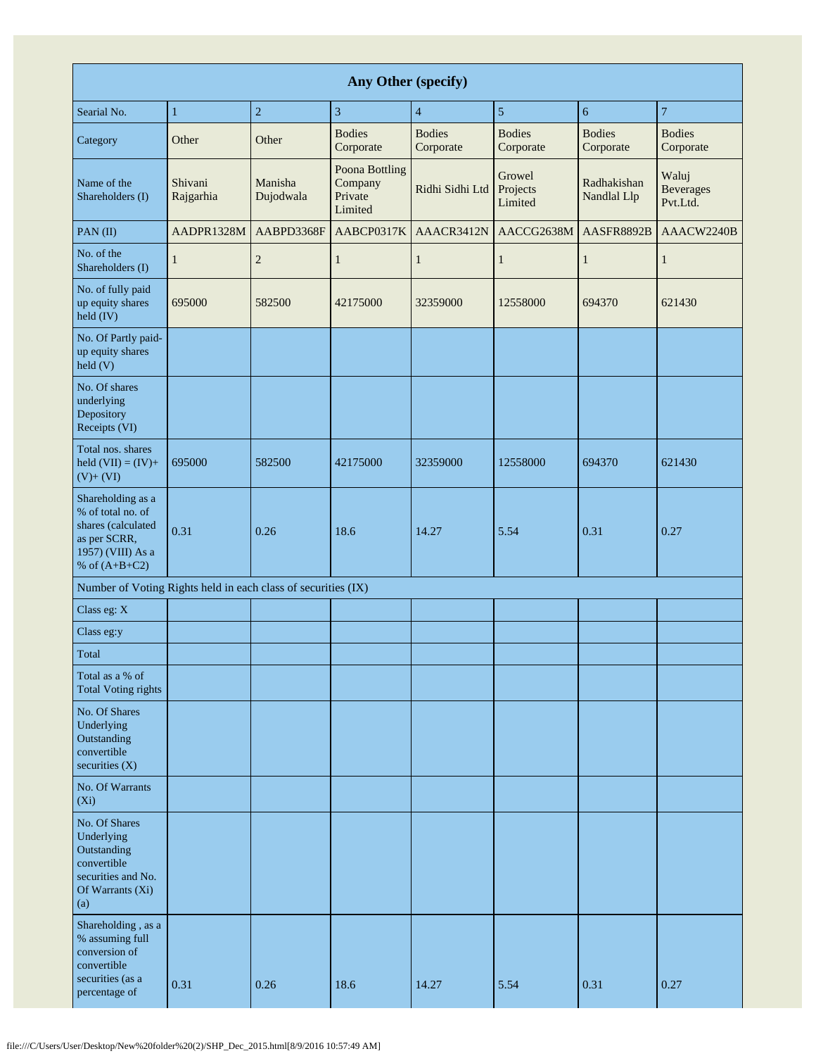| Any Other (specify) | | | | | | | |
|---|---|---|---|---|---|---|---|
| Searial No. | 1 | 2 | 3 | 4 | 5 | 6 | 7 |
| Category | Other | Other | Bodies Corporate | Bodies Corporate | Bodies Corporate | Bodies Corporate | Bodies Corporate |
| Name of the Shareholders (I) | Shivani Rajgarhia | Manisha Dujodwala | Poona Bottling Company Private Limited | Ridhi Sidhi Ltd | Growel Projects Limited | Radhakishan Nandlal Llp | Waluj Beverages Pvt.Ltd. |
| PAN (II) | AADPR1328M | AABPD3368F | AABCP0317K | AAACR3412N | AACCG2638M | AASFR8892B | AAACW2240B |
| No. of the Shareholders (I) | 1 | 2 | 1 | 1 | 1 | 1 | 1 |
| No. of fully paid up equity shares held (IV) | 695000 | 582500 | 42175000 | 32359000 | 12558000 | 694370 | 621430 |
| No. Of Partly paid-up equity shares held (V) | | | | | | | |
| No. Of shares underlying Depository Receipts (VI) | | | | | | | |
| Total nos. shares held (VII) = (IV)+ (V)+ (VI) | 695000 | 582500 | 42175000 | 32359000 | 12558000 | 694370 | 621430 |
| Shareholding as a % of total no. of shares (calculated as per SCRR, 1957) (VIII) As a % of (A+B+C2) | 0.31 | 0.26 | 18.6 | 14.27 | 5.54 | 0.31 | 0.27 |
| Number of Voting Rights held in each class of securities (IX) | | | | | | | |
| Class eg: X | | | | | | | |
| Class eg:y | | | | | | | |
| Total | | | | | | | |
| Total as a % of Total Voting rights | | | | | | | |
| No. Of Shares Underlying Outstanding convertible securities (X) | | | | | | | |
| No. Of Warrants (Xi) | | | | | | | |
| No. Of Shares Underlying Outstanding convertible securities and No. Of Warrants (Xi) (a) | | | | | | | |
| Shareholding , as a % assuming full conversion of convertible securities (as a percentage of | 0.31 | 0.26 | 18.6 | 14.27 | 5.54 | 0.31 | 0.27 |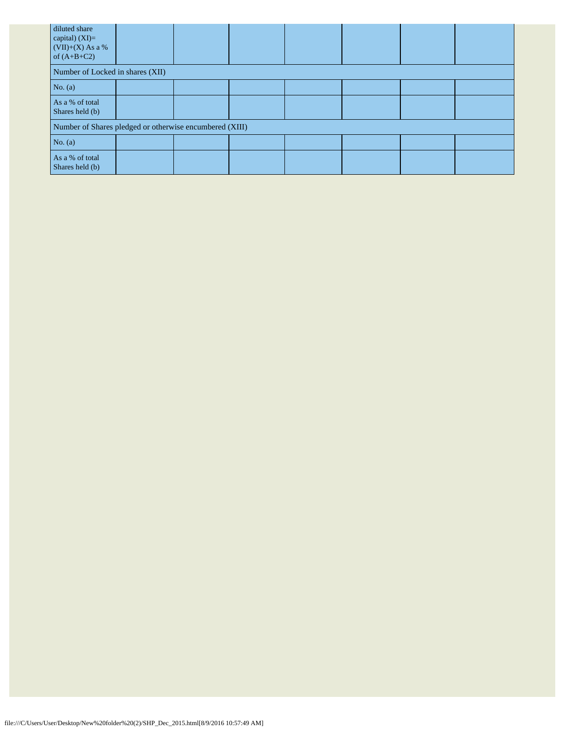| | | | | | | | |
|---|---|---|---|---|---|---|---|
| diluted share capital) (XI)= (VII)+(X) As a % of (A+B+C2) | | | | | | | |
| Number of Locked in shares (XII) | | | | | | | |
| No. (a) | | | | | | | |
| As a % of total Shares held (b) | | | | | | | |
| Number of Shares pledged or otherwise encumbered (XIII) | | | | | | | |
| No. (a) | | | | | | | |
| As a % of total Shares held (b) | | | | | | | |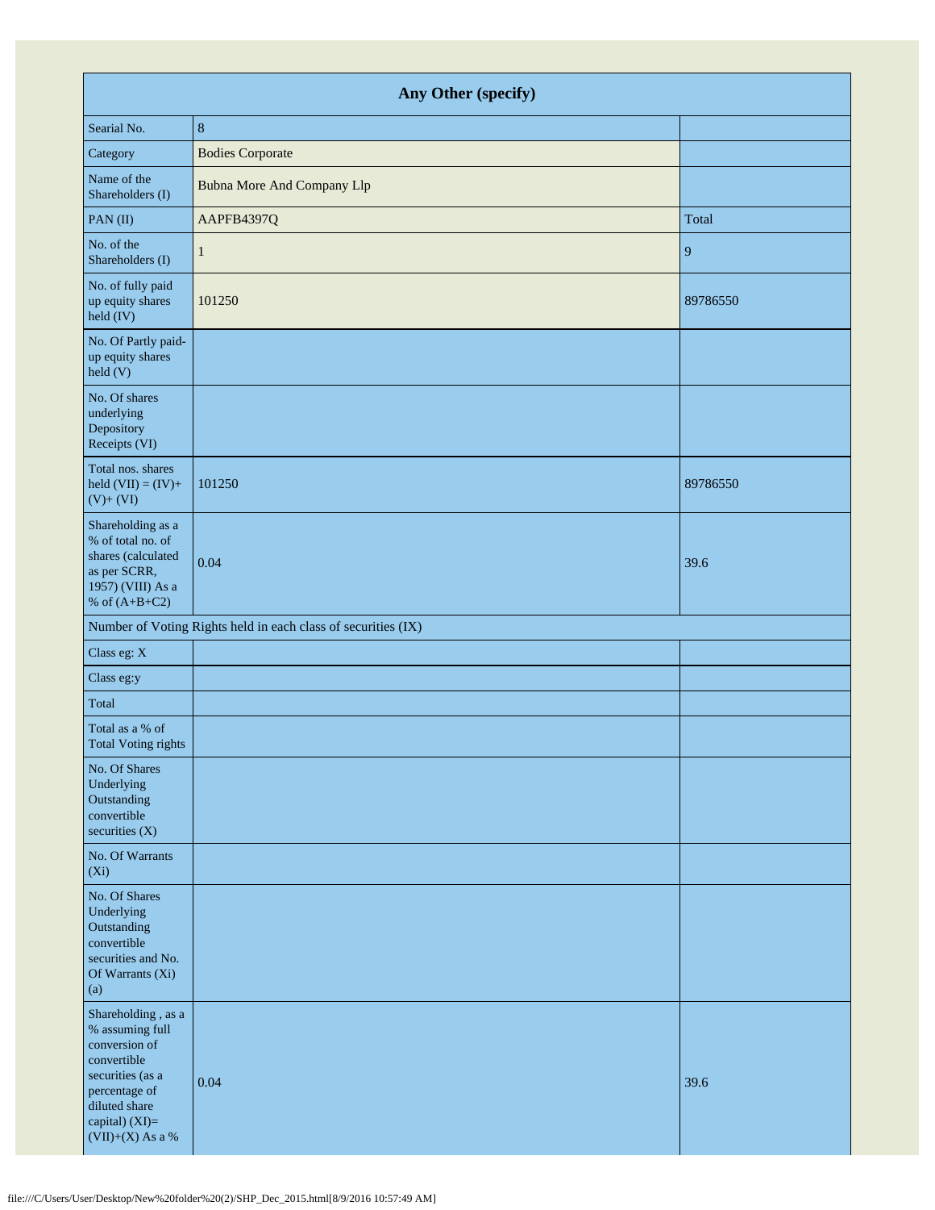| Any Other (specify) | | |
|---|---|---|
| Searial No. | 8 | |
| Category | Bodies Corporate | |
| Name of the Shareholders (I) | Bubna More And Company Llp | |
| PAN (II) | AAPFB4397Q | Total |
| No. of the Shareholders (I) | 1 | 9 |
| No. of fully paid up equity shares held (IV) | 101250 | 89786550 |
| No. Of Partly paid-up equity shares held (V) | | |
| No. Of shares underlying Depository Receipts (VI) | | |
| Total nos. shares held (VII) = (IV)+(V)+ (VI) | 101250 | 89786550 |
| Shareholding as a % of total no. of shares (calculated as per SCRR, 1957) (VIII) As a % of (A+B+C2) | 0.04 | 39.6 |
| Number of Voting Rights held in each class of securities (IX) | | |
| Class eg: X | | |
| Class eg:y | | |
| Total | | |
| Total as a % of Total Voting rights | | |
| No. Of Shares Underlying Outstanding convertible securities (X) | | |
| No. Of Warrants (Xi) | | |
| No. Of Shares Underlying Outstanding convertible securities and No. Of Warrants (Xi) (a) | | |
| Shareholding , as a % assuming full conversion of convertible securities (as a percentage of diluted share capital) (XI)= (VII)+(X) As a % | 0.04 | 39.6 |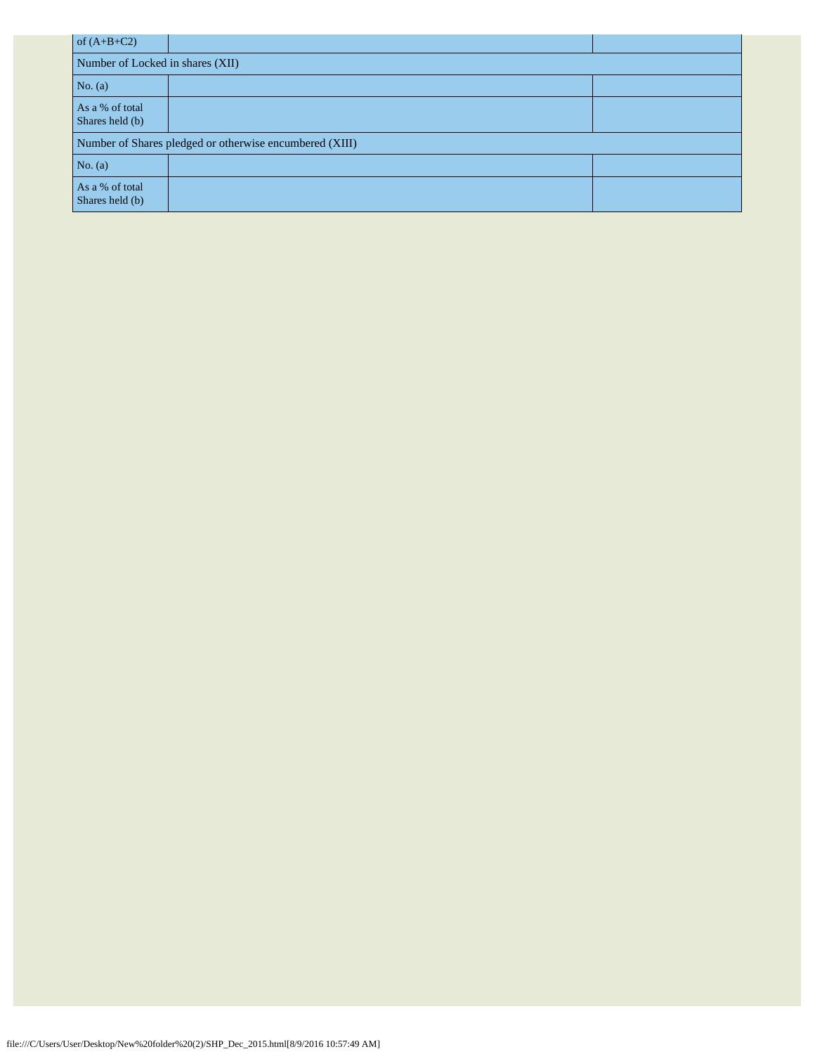| of (A+B+C2) | | |
|---|---|---|
| Number of Locked in shares (XII) | | |
| No. (a) | | |
| As a % of total Shares held (b) | | |
| Number of Shares pledged or otherwise encumbered (XIII) | | |
| No. (a) | | |
| As a % of total Shares held (b) | | |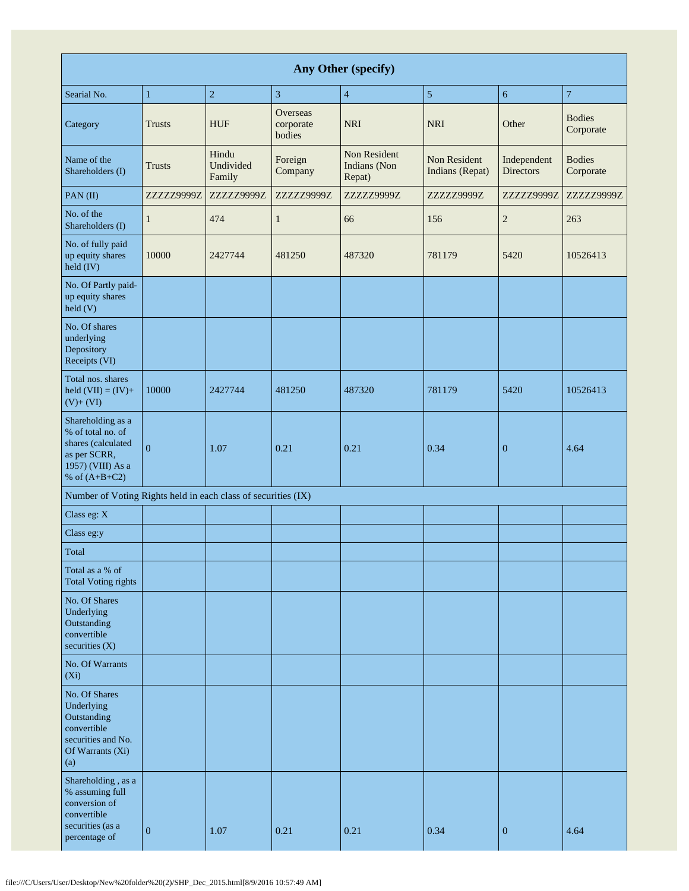| Any Other (specify) | | | | | | | |
|---|---|---|---|---|---|---|---|
| Searial No. | 1 | 2 | 3 | 4 | 5 | 6 | 7 |
| Category | Trusts | HUF | Overseas corporate bodies | NRI | NRI | Other | Bodies Corporate |
| Name of the Shareholders (I) | Trusts | Hindu Undivided Family | Foreign Company | Non Resident Indians (Non Repat) | Non Resident Indians (Repat) | Independent Directors | Bodies Corporate |
| PAN (II) | ZZZZZ9999Z | ZZZZZ9999Z | ZZZZZ9999Z | ZZZZZ9999Z | ZZZZZ9999Z | ZZZZZ9999Z | ZZZZZ9999Z |
| No. of the Shareholders (I) | 1 | 474 | 1 | 66 | 156 | 2 | 263 |
| No. of fully paid up equity shares held (IV) | 10000 | 2427744 | 481250 | 487320 | 781179 | 5420 | 10526413 |
| No. Of Partly paid-up equity shares held (V) | | | | | | | |
| No. Of shares underlying Depository Receipts (VI) | | | | | | | |
| Total nos. shares held (VII) = (IV)+ (V)+ (VI) | 10000 | 2427744 | 481250 | 487320 | 781179 | 5420 | 10526413 |
| Shareholding as a % of total no. of shares (calculated as per SCRR, 1957) (VIII) As a % of (A+B+C2) | 0 | 1.07 | 0.21 | 0.21 | 0.34 | 0 | 4.64 |
| Number of Voting Rights held in each class of securities (IX) | | | | | | | |
| Class eg: X | | | | | | | |
| Class eg:y | | | | | | | |
| Total | | | | | | | |
| Total as a % of Total Voting rights | | | | | | | |
| No. Of Shares Underlying Outstanding convertible securities (X) | | | | | | | |
| No. Of Warrants (Xi) | | | | | | | |
| No. Of Shares Underlying Outstanding convertible securities and No. Of Warrants (Xi) (a) | | | | | | | |
| Shareholding , as a % assuming full conversion of convertible securities (as a percentage of | 0 | 1.07 | 0.21 | 0.21 | 0.34 | 0 | 4.64 |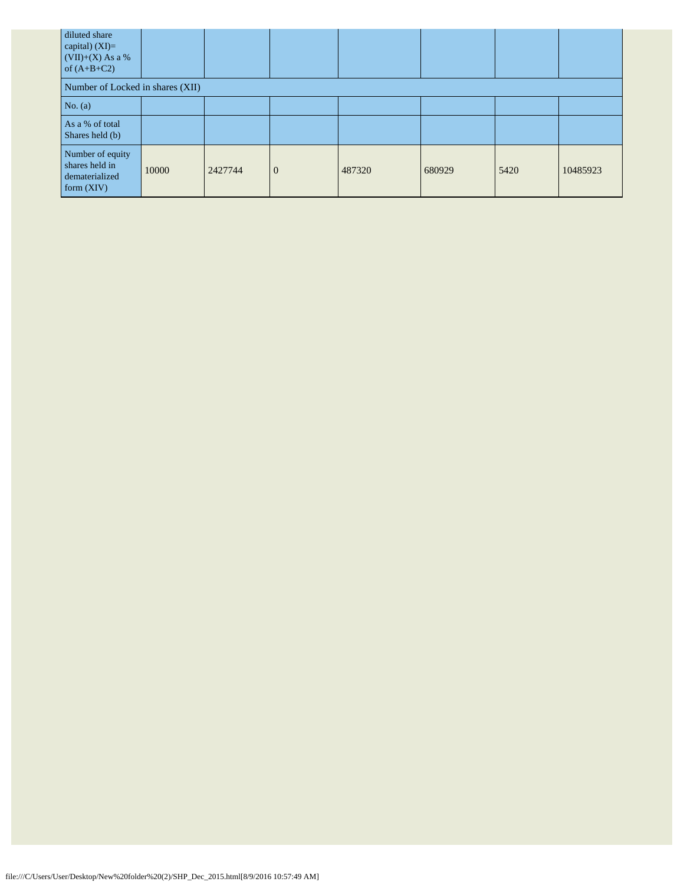| | | | | | | | |
|---|---|---|---|---|---|---|---|
| diluted share capital) (XI)= (VII)+(X) As a % of (A+B+C2) | | | | | | | |
| Number of Locked in shares (XII) | | | | | | | |
| No. (a) | | | | | | | |
| As a % of total Shares held (b) | | | | | | | |
| Number of equity shares held in dematerialized form (XIV) | 10000 | 2427744 | 0 | 487320 | 680929 | 5420 | 10485923 |

file:///C/Users/User/Desktop/New%20folder%20(2)/SHP_Dec_2015.html[8/9/2016 10:57:49 AM]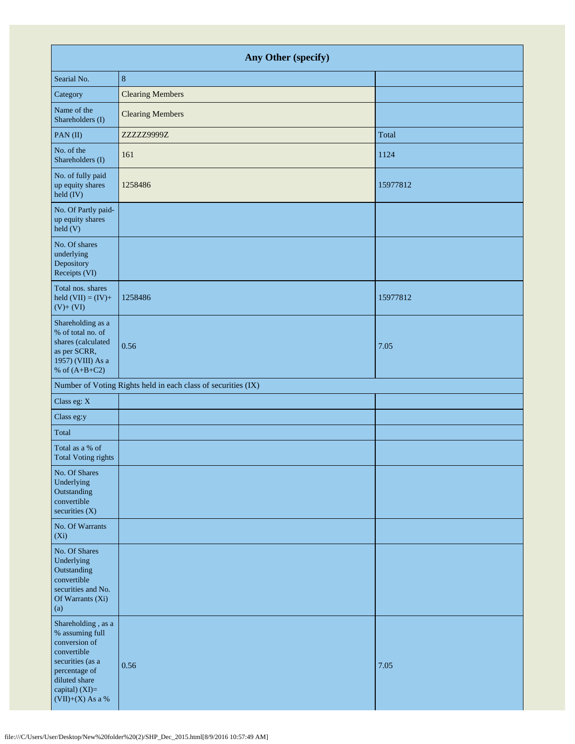| Any Other (specify) | | |
|---|---|---|
| Searial No. | 8 | |
| Category | Clearing Members | |
| Name of the Shareholders (I) | Clearing Members | |
| PAN (II) | ZZZZZ9999Z | Total |
| No. of the Shareholders (I) | 161 | 1124 |
| No. of fully paid up equity shares held (IV) | 1258486 | 15977812 |
| No. Of Partly paid-up equity shares held (V) | | |
| No. Of shares underlying Depository Receipts (VI) | | |
| Total nos. shares held (VII) = (IV)+ (V)+ (VI) | 1258486 | 15977812 |
| Shareholding as a % of total no. of shares (calculated as per SCRR, 1957) (VIII) As a % of (A+B+C2) | 0.56 | 7.05 |
| Number of Voting Rights held in each class of securities (IX) | | |
| Class eg: X | | |
| Class eg:y | | |
| Total | | |
| Total as a % of Total Voting rights | | |
| No. Of Shares Underlying Outstanding convertible securities (X) | | |
| No. Of Warrants (Xi) | | |
| No. Of Shares Underlying Outstanding convertible securities and No. Of Warrants (Xi) (a) | | |
| Shareholding , as a % assuming full conversion of convertible securities (as a percentage of diluted share capital) (XI)= (VII)+(X) As a % | 0.56 | 7.05 |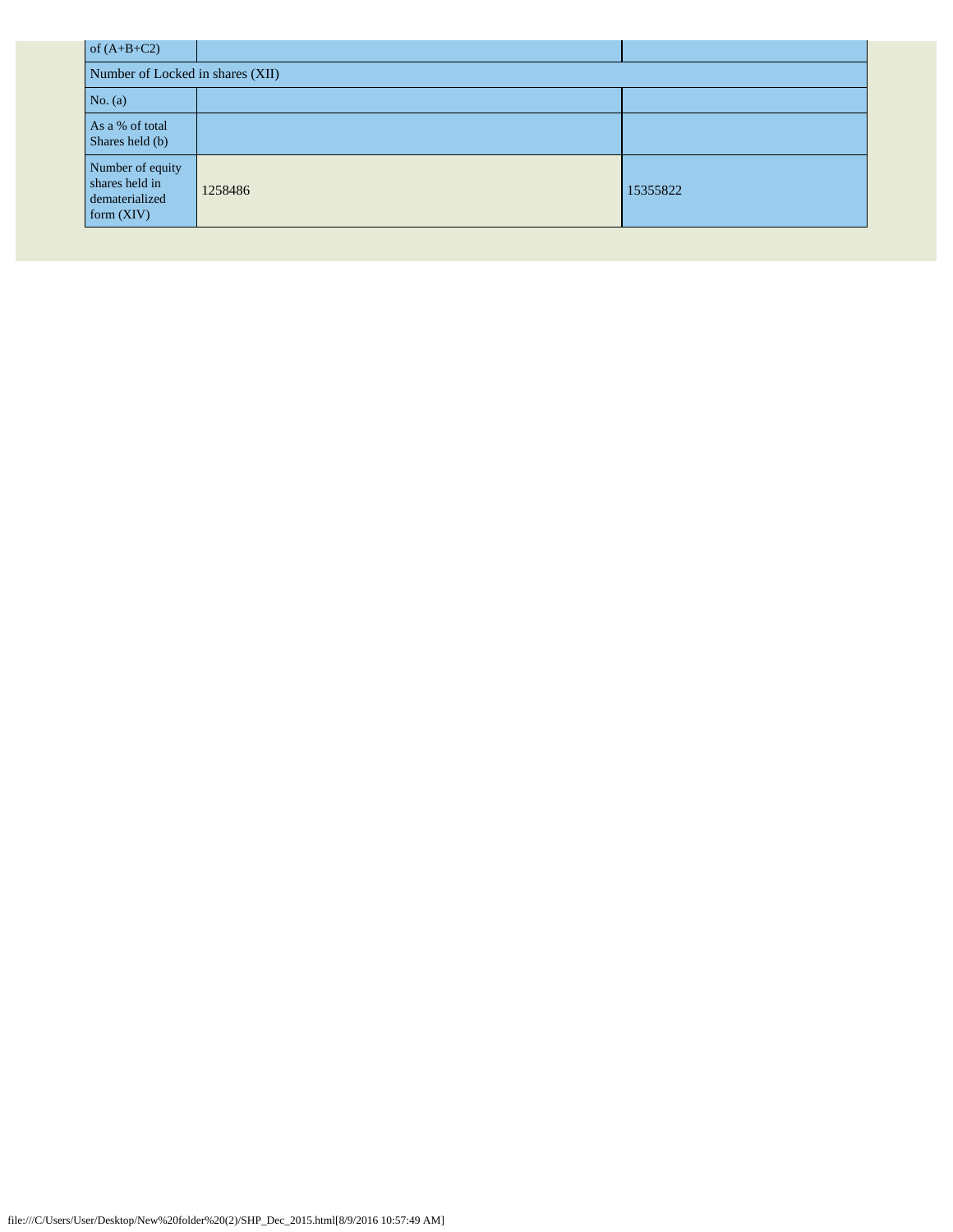| of (A+B+C2) | | |
|---|---|---|
| Number of Locked in shares (XII) | | |
| No. (a) | | |
| As a % of total Shares held (b) | | |
| Number of equity shares held in dematerialized form (XIV) | 1258486 | 15355822 |